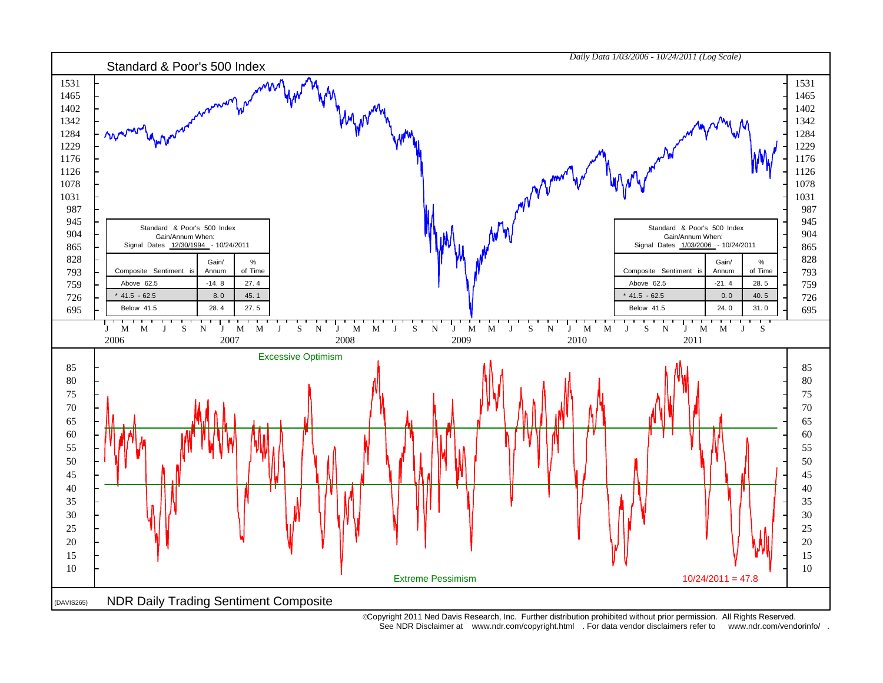*Daily Data 1/03/2006 - 10/24/2011 (Log Scale)*

## Standard & Poor's 500 Index

Standard & Poor's 500 Index
Gain/Annum When:
Signal Dates 12/30/1994 - 10/24/2011

| Composite Sentiment is | Gain/ Annum | % of Time |
|---|---|---|
| Above 62.5 | -14.8 | 27.4 |
| * 41.5 - 62.5 | 8.0 | 45.1 |
| Below 41.5 | 28.4 | 27.5 |

Standard & Poor's 500 Index
Gain/Annum When:
Signal Dates 1/03/2006 - 10/24/2011

| Composite Sentiment is | Gain/ Annum | % of Time |
|---|---|---|
| Above 62.5 | -21.4 | 28.5 |
| * 41.5 - 62.5 | 0.0 | 40.5 |
| Below 41.5 | 24.0 | 31.0 |

Excessive Optimism

Extreme Pessimism

10/24/2011 = 47.8

(DAVIS265)

## NDR Daily Trading Sentiment Composite

©Copyright 2011 Ned Davis Research, Inc. Further distribution prohibited without prior permission. All Rights Reserved.
See NDR Disclaimer at www.ndr.com/copyright.html . For data vendor disclaimers refer to www.ndr.com/vendorinfo/ .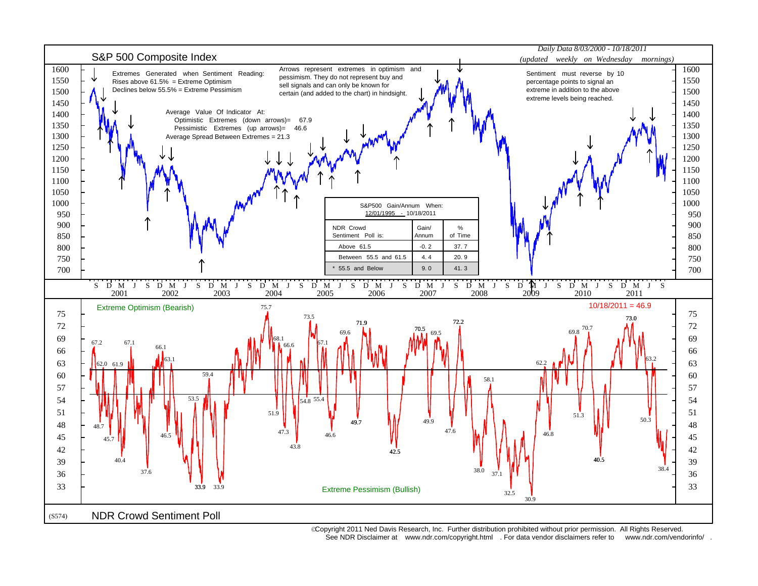Daily Data 8/03/2000 - 10/18/2011
(updated weekly on Wednesday mornings)

# S&P 500 Composite Index

Extremes Generated when Sentiment Reading:
Rises above 61.5% = Extreme Optimism
Declines below 55.5% = Extreme Pessimism

Arrows represent extremes in optimism and pessimism. They do not represent buy and sell signals and can only be known for certain (and added to the chart) in hindsight.

Sentiment must reverse by 10 percentage points to signal an extreme in addition to the above extreme levels being reached.

Average Value Of Indicator At:
Optimistic Extremes (down arrows)= 67.9
Pessimistic Extremes (up arrows)= 46.6
Average Spread Between Extremes = 21.3

S&P500 Gain/Annum When: 12/01/1995 - 10/18/2011

| NDR Crowd Sentiment Poll is: | Gain/ Annum | % of Time |
|---|---|---|
| Above 61.5 | -0.2 | 37.7 |
| Between 55.5 and 61.5 | 4.4 | 20.9 |
| * 55.5 and Below | 9.0 | 41.3 |

Extreme Optimism (Bearish)

10/18/2011 = 46.9

Extreme Pessimism (Bullish)

(S574) NDR Crowd Sentiment Poll

©Copyright 2011 Ned Davis Research, Inc. Further distribution prohibited without prior permission. All Rights Reserved.
See NDR Disclaimer at www.ndr.com/copyright.html . For data vendor disclaimers refer to www.ndr.com/vendorinfo/ .